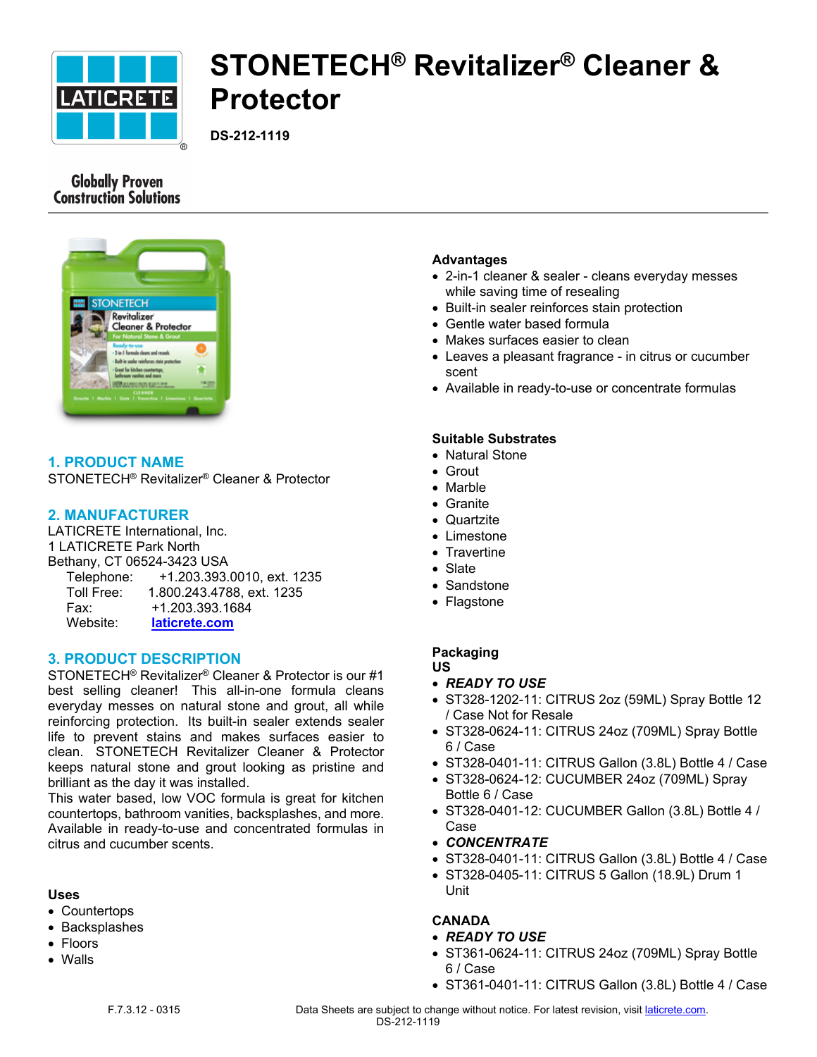# STONETECH® Revitalizer® Cleaner & Protector

**DS-212-1119**

Globally Proven Construction Solutions

## 1. PRODUCT NAME

STONETECH® Revitalizer® Cleaner & Protector

## 2. MANUFACTURER

LATICRETE International, Inc.
1 LATICRETE Park North
Bethany, CT 06524-3423 USA
Telephone: +1.203.393.0010, ext. 1235
Toll Free: 1.800.243.4788, ext. 1235
Fax: +1.203.393.1684
Website: laticrete.com

## 3. PRODUCT DESCRIPTION

STONETECH® Revitalizer® Cleaner & Protector is our #1 best selling cleaner! This all-in-one formula cleans everyday messes on natural stone and grout, all while reinforcing protection. Its built-in sealer extends sealer life to prevent stains and makes surfaces easier to clean. STONETECH Revitalizer Cleaner & Protector keeps natural stone and grout looking as pristine and brilliant as the day it was installed.
This water based, low VOC formula is great for kitchen countertops, bathroom vanities, backsplashes, and more. Available in ready-to-use and concentrated formulas in citrus and cucumber scents.

### Uses

- Countertops
- Backsplashes
- Floors
- Walls

### Advantages

- 2-in-1 cleaner & sealer - cleans everyday messes while saving time of resealing
- Built-in sealer reinforces stain protection
- Gentle water based formula
- Makes surfaces easier to clean
- Leaves a pleasant fragrance - in citrus or cucumber scent
- Available in ready-to-use or concentrate formulas

### Suitable Substrates

- Natural Stone
- Grout
- Marble
- Granite
- Quartzite
- Limestone
- Travertine
- Slate
- Sandstone
- Flagstone

### Packaging

**US**

- ***READY TO USE***
- ST328-1202-11: CITRUS 2oz (59ML) Spray Bottle 12 / Case Not for Resale
- ST328-0624-11: CITRUS 24oz (709ML) Spray Bottle 6 / Case
- ST328-0401-11: CITRUS Gallon (3.8L) Bottle 4 / Case
- ST328-0624-12: CUCUMBER 24oz (709ML) Spray Bottle 6 / Case
- ST328-0401-12: CUCUMBER Gallon (3.8L) Bottle 4 / Case
- ***CONCENTRATE***
- ST328-0401-11: CITRUS Gallon (3.8L) Bottle 4 / Case
- ST328-0405-11: CITRUS 5 Gallon (18.9L) Drum 1 Unit

**CANADA**

- ***READY TO USE***
- ST361-0624-11: CITRUS 24oz (709ML) Spray Bottle 6 / Case
- ST361-0401-11: CITRUS Gallon (3.8L) Bottle 4 / Case

F.7.3.12 - 0315

Data Sheets are subject to change without notice. For latest revision, visit laticrete.com.
DS-212-1119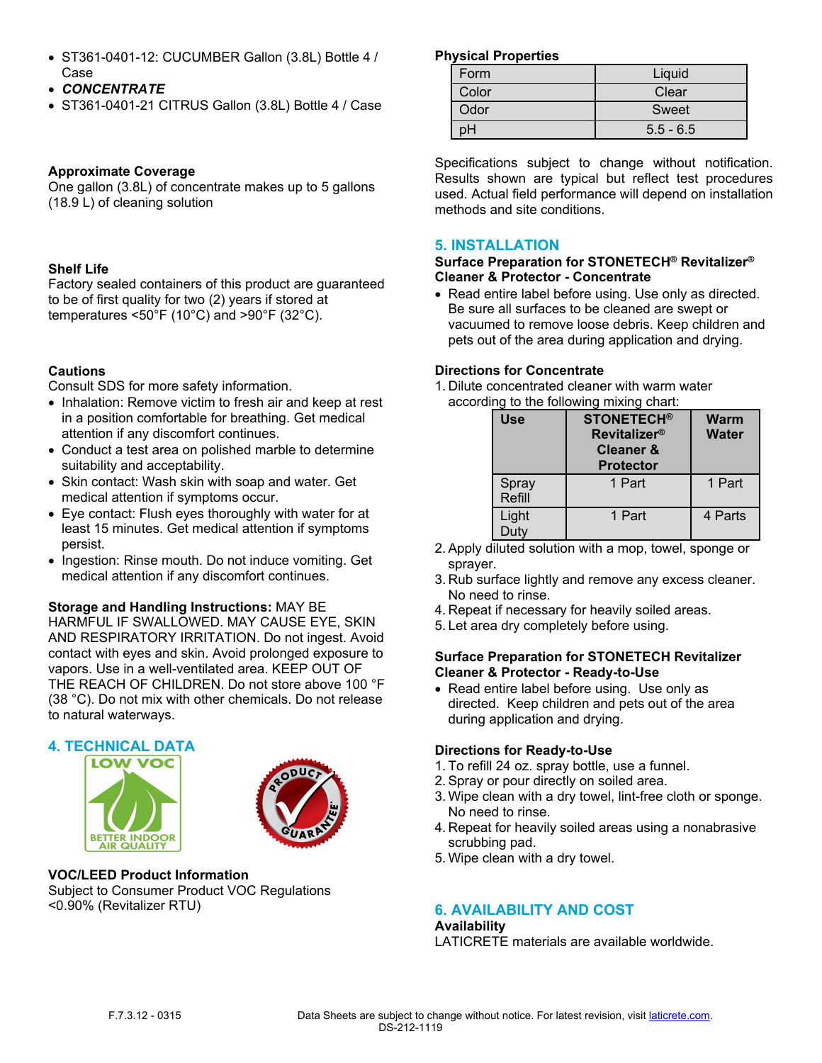- ST361-0401-12: CUCUMBER Gallon (3.8L) Bottle 4 / Case
- ***CONCENTRATE***
- ST361-0401-21 CITRUS Gallon (3.8L) Bottle 4 / Case

**Approximate Coverage**

One gallon (3.8L) of concentrate makes up to 5 gallons (18.9 L) of cleaning solution

**Shelf Life**

Factory sealed containers of this product are guaranteed to be of first quality for two (2) years if stored at temperatures <50°F (10°C) and >90°F (32°C).

**Cautions**

Consult SDS for more safety information.

- Inhalation: Remove victim to fresh air and keep at rest in a position comfortable for breathing. Get medical attention if any discomfort continues.
- Conduct a test area on polished marble to determine suitability and acceptability.
- Skin contact: Wash skin with soap and water. Get medical attention if symptoms occur.
- Eye contact: Flush eyes thoroughly with water for at least 15 minutes. Get medical attention if symptoms persist.
- Ingestion: Rinse mouth. Do not induce vomiting. Get medical attention if any discomfort continues.

**Storage and Handling Instructions:** MAY BE HARMFUL IF SWALLOWED. MAY CAUSE EYE, SKIN AND RESPIRATORY IRRITATION. Do not ingest. Avoid contact with eyes and skin. Avoid prolonged exposure to vapors. Use in a well-ventilated area. KEEP OUT OF THE REACH OF CHILDREN. Do not store above 100 °F (38 °C). Do not mix with other chemicals. Do not release to natural waterways.

## 4. TECHNICAL DATA

**VOC/LEED Product Information**

Subject to Consumer Product VOC Regulations <0.90% (Revitalizer RTU)

**Physical Properties**

| Form | Liquid |
|---|---|
| Color | Clear |
| Odor | Sweet |
| pH | 5.5 - 6.5 |

Specifications subject to change without notification. Results shown are typical but reflect test procedures used. Actual field performance will depend on installation methods and site conditions.

## 5. INSTALLATION

**Surface Preparation for STONETECH® Revitalizer® Cleaner & Protector - Concentrate**

- Read entire label before using. Use only as directed. Be sure all surfaces to be cleaned are swept or vacuumed to remove loose debris. Keep children and pets out of the area during application and drying.

**Directions for Concentrate**

1. Dilute concentrated cleaner with warm water according to the following mixing chart:

| Use | STONETECH® Revitalizer® Cleaner & Protector | Warm Water |
|---|---|---|
| Spray Refill | 1 Part | 1 Part |
| Light Duty | 1 Part | 4 Parts |

2. Apply diluted solution with a mop, towel, sponge or sprayer.
3. Rub surface lightly and remove any excess cleaner. No need to rinse.
4. Repeat if necessary for heavily soiled areas.
5. Let area dry completely before using.

**Surface Preparation for STONETECH Revitalizer Cleaner & Protector - Ready-to-Use**

- Read entire label before using. Use only as directed. Keep children and pets out of the area during application and drying.

**Directions for Ready-to-Use**

1. To refill 24 oz. spray bottle, use a funnel.
2. Spray or pour directly on soiled area.
3. Wipe clean with a dry towel, lint-free cloth or sponge. No need to rinse.
4. Repeat for heavily soiled areas using a nonabrasive scrubbing pad.
5. Wipe clean with a dry towel.

## 6. AVAILABILITY AND COST

**Availability**

LATICRETE materials are available worldwide.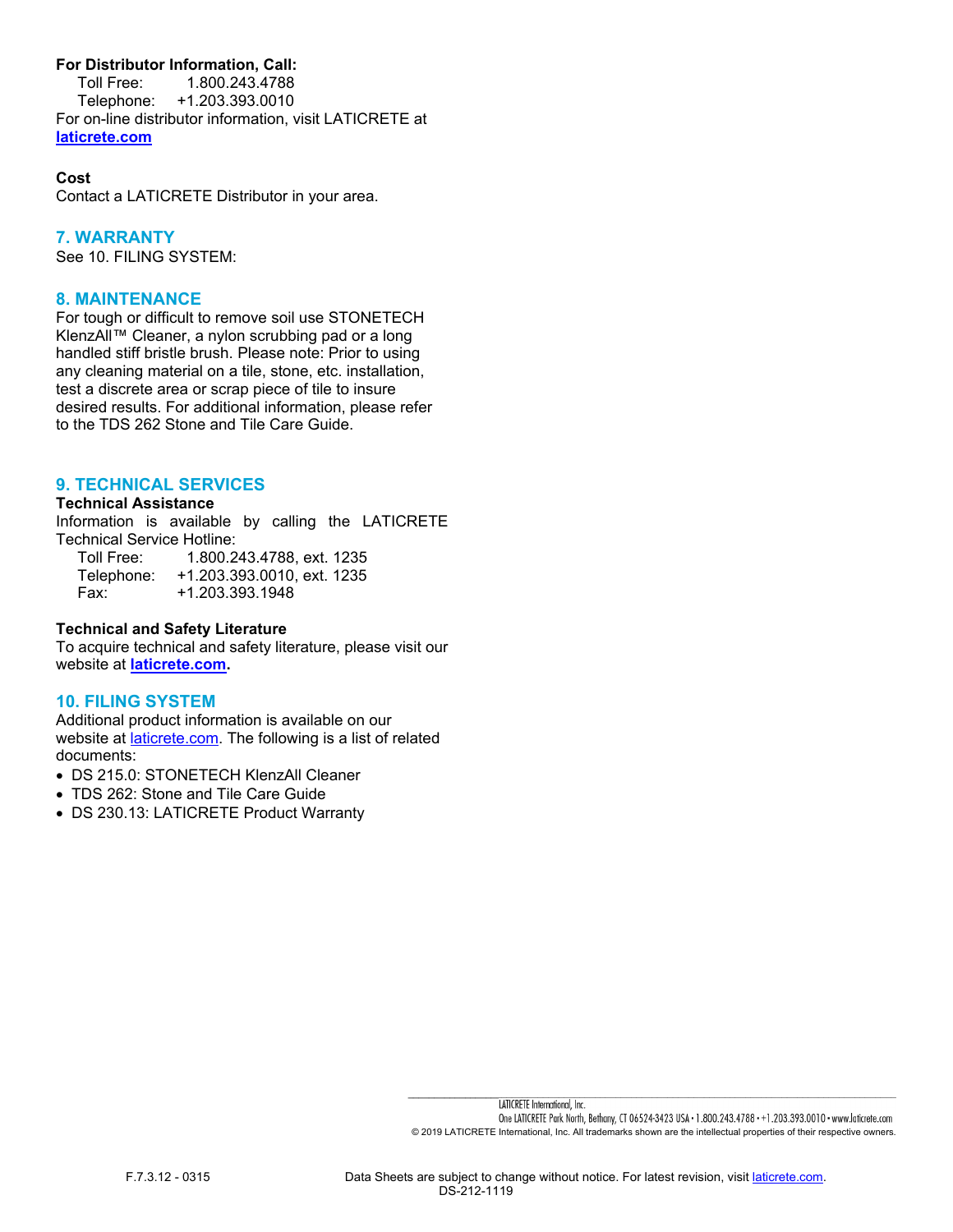**For Distributor Information, Call:**

Toll Free: 1.800.243.4788
Telephone: +1.203.393.0010

For on-line distributor information, visit LATICRETE at **laticrete.com**

**Cost**

Contact a LATICRETE Distributor in your area.

## 7. WARRANTY

See 10. FILING SYSTEM:

## 8. MAINTENANCE

For tough or difficult to remove soil use STONETECH KlenzAll™ Cleaner, a nylon scrubbing pad or a long handled stiff bristle brush. Please note: Prior to using any cleaning material on a tile, stone, etc. installation, test a discrete area or scrap piece of tile to insure desired results. For additional information, please refer to the TDS 262 Stone and Tile Care Guide.

## 9. TECHNICAL SERVICES

**Technical Assistance**

Information is available by calling the LATICRETE Technical Service Hotline:

Toll Free: 1.800.243.4788, ext. 1235
Telephone: +1.203.393.0010, ext. 1235
Fax: +1.203.393.1948

**Technical and Safety Literature**

To acquire technical and safety literature, please visit our website at **laticrete.com**.

## 10. FILING SYSTEM

Additional product information is available on our website at laticrete.com. The following is a list of related documents:

- DS 215.0: STONETECH KlenzAll Cleaner
- TDS 262: Stone and Tile Care Guide
- DS 230.13: LATICRETE Product Warranty

LATICRETE International, Inc.
One LATICRETE Park North, Bethany, CT 06524-3423 USA • 1.800.243.4788 • +1.203.393.0010 • www.laticrete.com
© 2019 LATICRETE International, Inc. All trademarks shown are the intellectual properties of their respective owners.

F.7.3.12 - 0315

Data Sheets are subject to change without notice. For latest revision, visit laticrete.com.
DS-212-1119